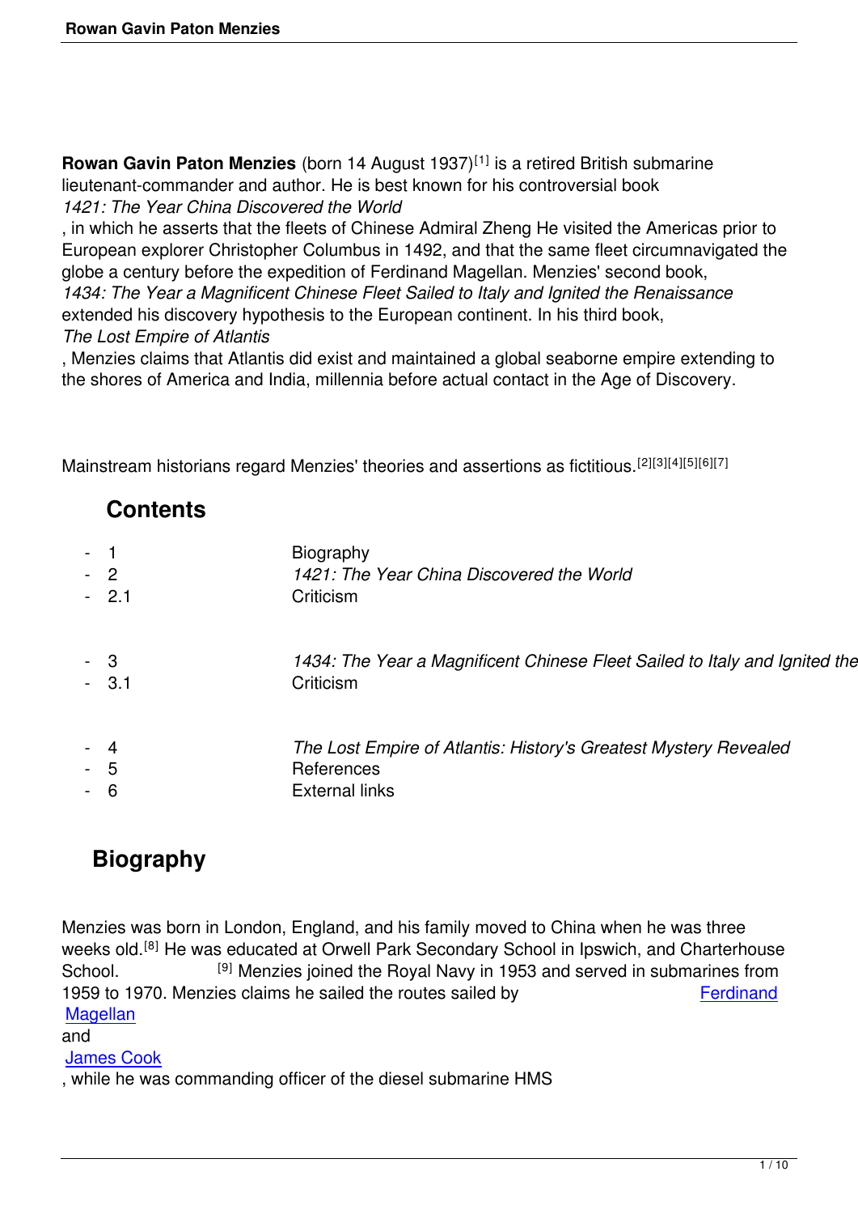**Rowan Gavin Paton Menzies** (born 14 August 1937)[1] is a retired British submarine lieutenant-commander and author. He is best known for his controversial book *1421: The Year China Discovered the World*, in which he asserts that the fleets of Chinese Admiral Zheng He visited the Americas prior to European explorer Christopher Columbus in 1492, and that the same fleet circumnavigated the globe a century before the expedition of Ferdinand Magellan. Menzies' second book, *1434: The Year a Magnificent Chinese Fleet Sailed to Italy and Ignited the Renaissance* extended his discovery hypothesis to the European continent. In his third book, *The Lost Empire of Atlantis*, Menzies claims that Atlantis did exist and maintained a global seaborne empire extending to the shores of America and India, millennia before actual contact in the Age of Discovery.

Mainstream historians regard Menzies' theories and assertions as fictitious.[2][3][4][5][6][7]

## Contents

- 1 Biography
- 2 *1421: The Year China Discovered the World*
- 2.1 Criticism
- 3 *1434: The Year a Magnificent Chinese Fleet Sailed to Italy and Ignited the*
- 3.1 Criticism
- 4 *The Lost Empire of Atlantis: History's Greatest Mystery Revealed*
- 5 References
- 6 External links

## Biography

Menzies was born in London, England, and his family moved to China when he was three weeks old.[8] He was educated at Orwell Park Secondary School in Ipswich, and Charterhouse School.[9] Menzies joined the Royal Navy in 1953 and served in submarines from 1959 to 1970. Menzies claims he sailed the routes sailed by Ferdinand Magellan and James Cook, while he was commanding officer of the diesel submarine HMS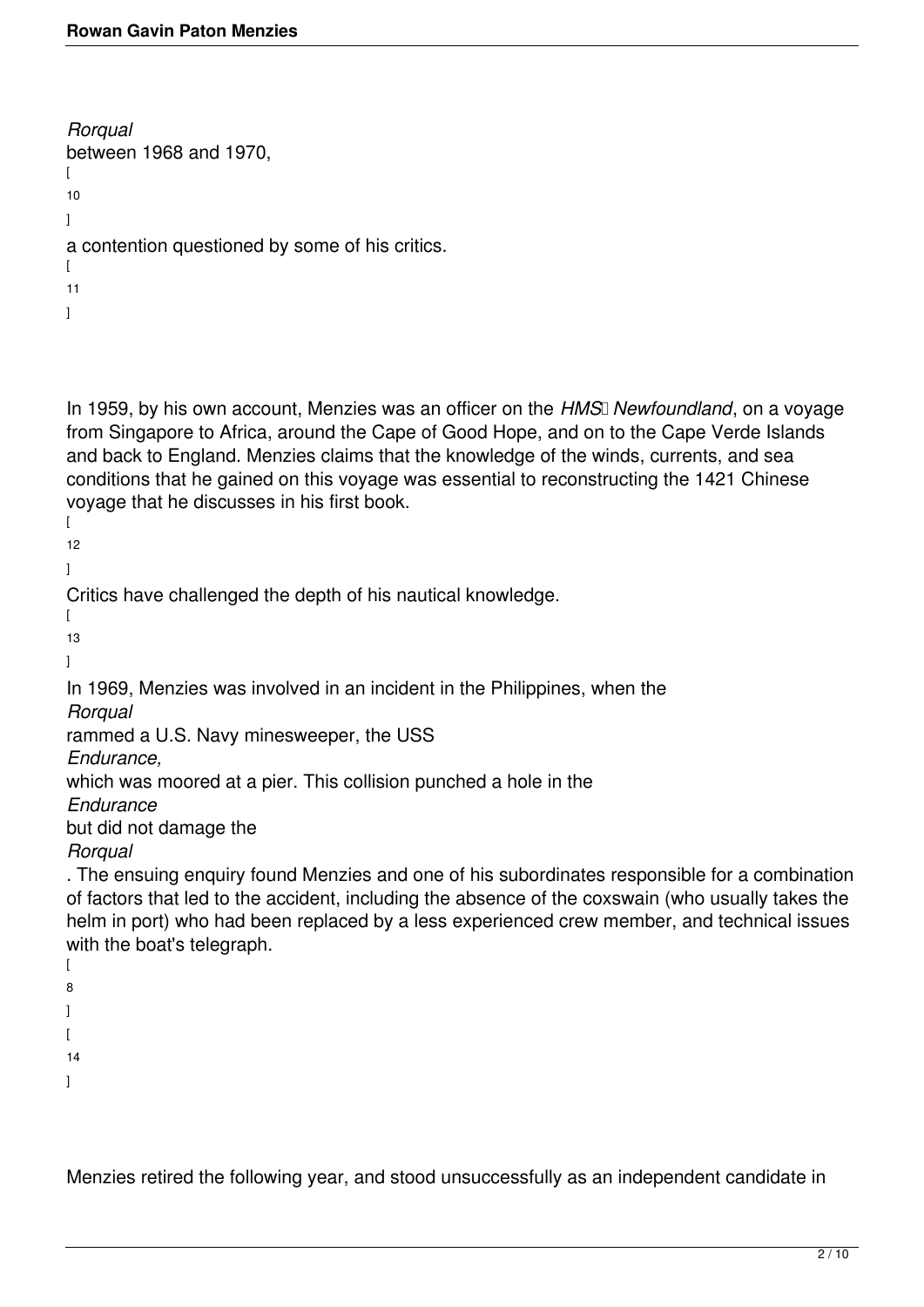*Rorqual* between 1968 and 1970,[10] a contention questioned by some of his critics.[11]

In 1959, by his own account, Menzies was an officer on the *HMS Newfoundland*, on a voyage from Singapore to Africa, around the Cape of Good Hope, and on to the Cape Verde Islands and back to England. Menzies claims that the knowledge of the winds, currents, and sea conditions that he gained on this voyage was essential to reconstructing the 1421 Chinese voyage that he discusses in his first book.[12] Critics have challenged the depth of his nautical knowledge.[13] In 1969, Menzies was involved in an incident in the Philippines, when the *Rorqual* rammed a U.S. Navy minesweeper, the USS *Endurance,* which was moored at a pier. This collision punched a hole in the *Endurance* but did not damage the *Rorqual*. The ensuing enquiry found Menzies and one of his subordinates responsible for a combination of factors that led to the accident, including the absence of the coxswain (who usually takes the helm in port) who had been replaced by a less experienced crew member, and technical issues with the boat's telegraph.[8][14]

Menzies retired the following year, and stood unsuccessfully as an independent candidate in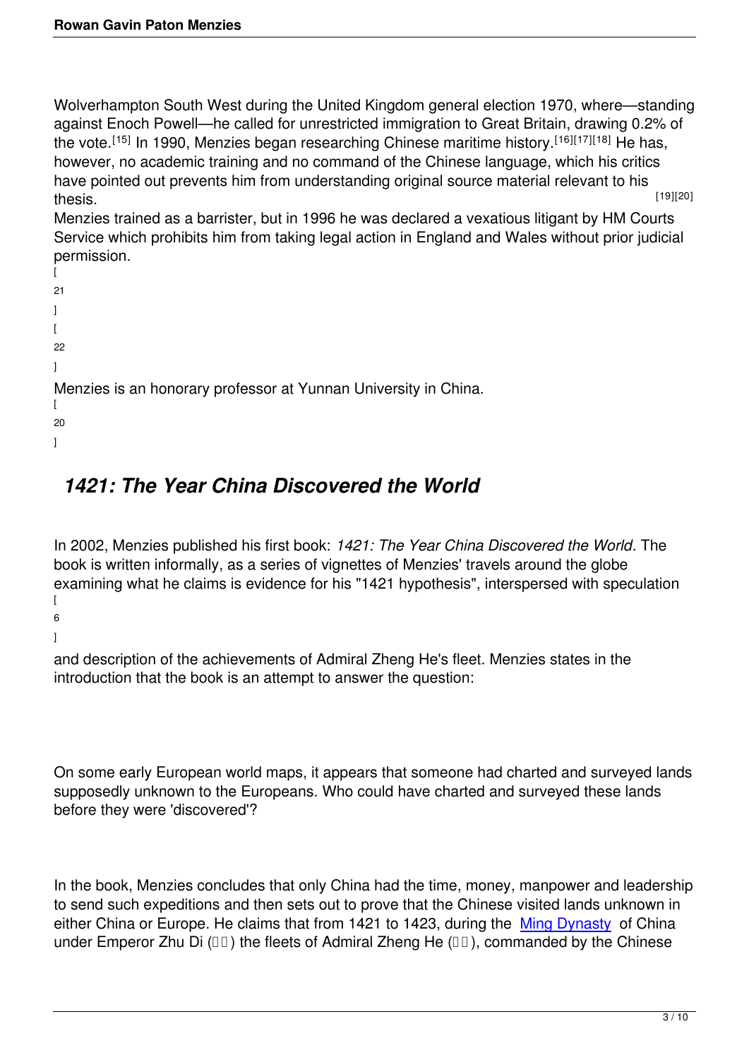Wolverhampton South West during the United Kingdom general election 1970, where—standing against Enoch Powell—he called for unrestricted immigration to Great Britain, drawing 0.2% of the vote.[15] In 1990, Menzies began researching Chinese maritime history.[16][17][18] He has, however, no academic training and no command of the Chinese language, which his critics have pointed out prevents him from understanding original source material relevant to his thesis.[19][20]

Menzies trained as a barrister, but in 1996 he was declared a vexatious litigant by HM Courts Service which prohibits him from taking legal action in England and Wales without prior judicial permission.[21][22]

Menzies is an honorary professor at Yunnan University in China.[20]

## *1421: The Year China Discovered the World*

In 2002, Menzies published his first book: *1421: The Year China Discovered the World*. The book is written informally, as a series of vignettes of Menzies' travels around the globe examining what he claims is evidence for his "1421 hypothesis", interspersed with speculation[6] and description of the achievements of Admiral Zheng He's fleet. Menzies states in the introduction that the book is an attempt to answer the question:

On some early European world maps, it appears that someone had charted and surveyed lands supposedly unknown to the Europeans. Who could have charted and surveyed these lands before they were 'discovered'?

In the book, Menzies concludes that only China had the time, money, manpower and leadership to send such expeditions and then sets out to prove that the Chinese visited lands unknown in either China or Europe. He claims that from 1421 to 1423, during the Ming Dynasty of China under Emperor Zhu Di (朱棣) the fleets of Admiral Zheng He (鄭和), commanded by the Chinese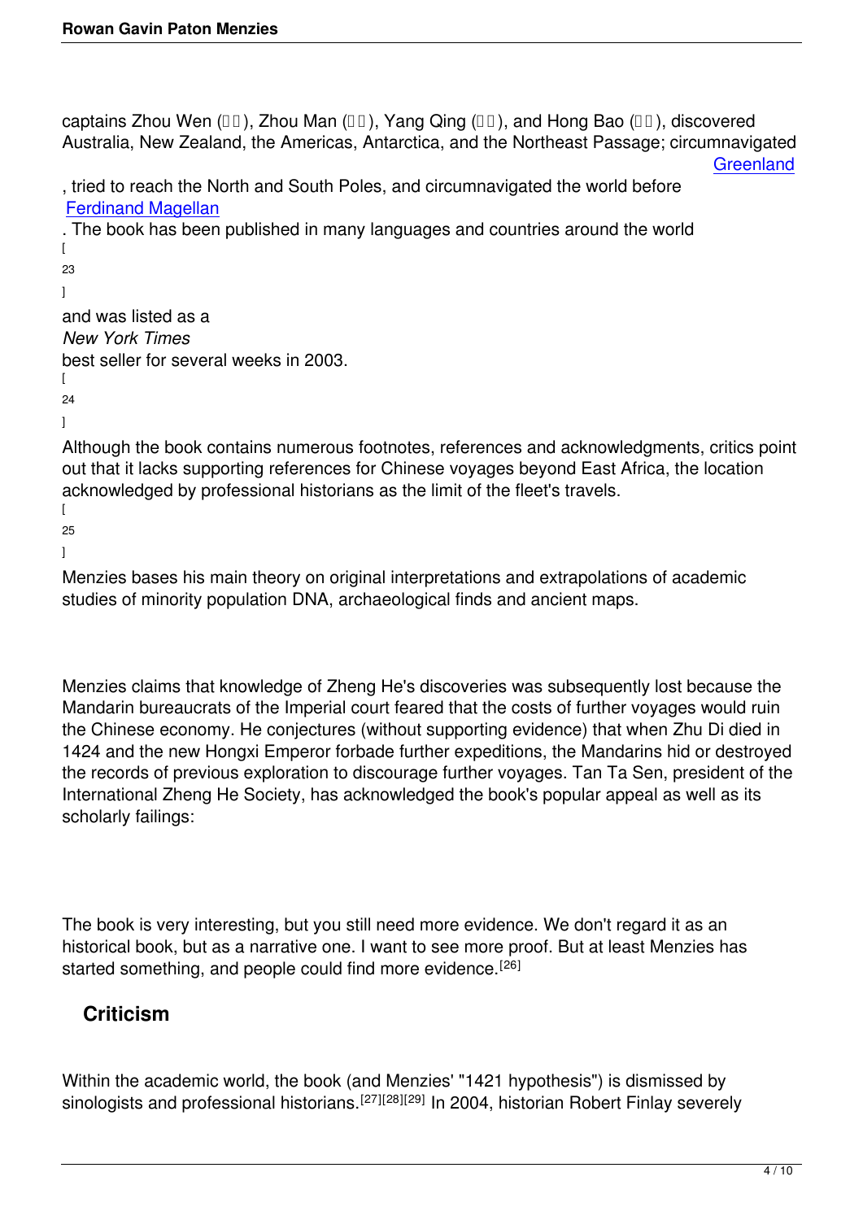captains Zhou Wen (□□), Zhou Man (□□), Yang Qing (□□), and Hong Bao (□□), discovered Australia, New Zealand, the Americas, Antarctica, and the Northeast Passage; circumnavigated Greenland, tried to reach the North and South Poles, and circumnavigated the world before Ferdinand Magellan. The book has been published in many languages and countries around the world [23] and was listed as a *New York Times* best seller for several weeks in 2003. [24]

Although the book contains numerous footnotes, references and acknowledgments, critics point out that it lacks supporting references for Chinese voyages beyond East Africa, the location acknowledged by professional historians as the limit of the fleet's travels. [25]

Menzies bases his main theory on original interpretations and extrapolations of academic studies of minority population DNA, archaeological finds and ancient maps.

Menzies claims that knowledge of Zheng He's discoveries was subsequently lost because the Mandarin bureaucrats of the Imperial court feared that the costs of further voyages would ruin the Chinese economy. He conjectures (without supporting evidence) that when Zhu Di died in 1424 and the new Hongxi Emperor forbade further expeditions, the Mandarins hid or destroyed the records of previous exploration to discourage further voyages. Tan Ta Sen, president of the International Zheng He Society, has acknowledged the book's popular appeal as well as its scholarly failings:

The book is very interesting, but you still need more evidence. We don't regard it as an historical book, but as a narrative one. I want to see more proof. But at least Menzies has started something, and people could find more evidence.[26]

## Criticism

Within the academic world, the book (and Menzies' "1421 hypothesis") is dismissed by sinologists and professional historians.[27][28][29] In 2004, historian Robert Finlay severely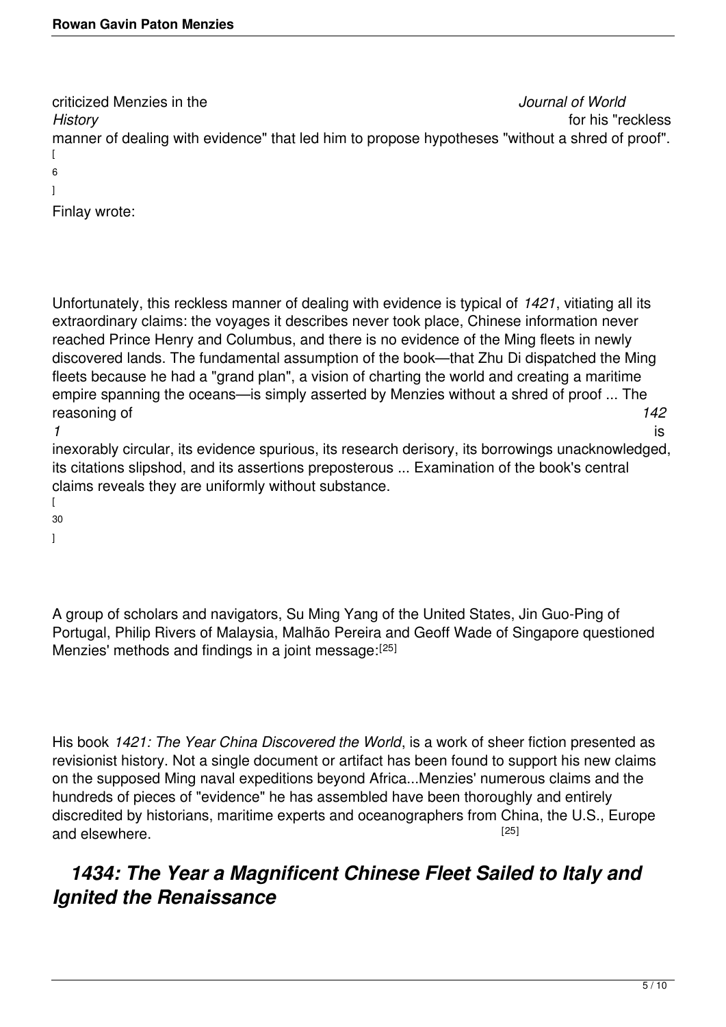criticized Menzies in the *Journal of World History* for his "reckless manner of dealing with evidence" that led him to propose hypotheses "without a shred of proof".[6]

Finlay wrote:

> Unfortunately, this reckless manner of dealing with evidence is typical of *1421*, vitiating all its extraordinary claims: the voyages it describes never took place, Chinese information never reached Prince Henry and Columbus, and there is no evidence of the Ming fleets in newly discovered lands. The fundamental assumption of the book—that Zhu Di dispatched the Ming fleets because he had a "grand plan", a vision of charting the world and creating a maritime empire spanning the oceans—is simply asserted by Menzies without a shred of proof ... The reasoning of *1421* is inexorably circular, its evidence spurious, its research derisory, its borrowings unacknowledged, its citations slipshod, and its assertions preposterous ... Examination of the book's central claims reveals they are uniformly without substance.[30]

A group of scholars and navigators, Su Ming Yang of the United States, Jin Guo-Ping of Portugal, Philip Rivers of Malaysia, Malhão Pereira and Geoff Wade of Singapore questioned Menzies' methods and findings in a joint message:[25]

> His book *1421: The Year China Discovered the World*, is a work of sheer fiction presented as revisionist history. Not a single document or artifact has been found to support his new claims on the supposed Ming naval expeditions beyond Africa...Menzies' numerous claims and the hundreds of pieces of "evidence" he has assembled have been thoroughly and entirely discredited by historians, maritime experts and oceanographers from China, the U.S., Europe and elsewhere.[25]

## *1434: The Year a Magnificent Chinese Fleet Sailed to Italy and Ignited the Renaissance*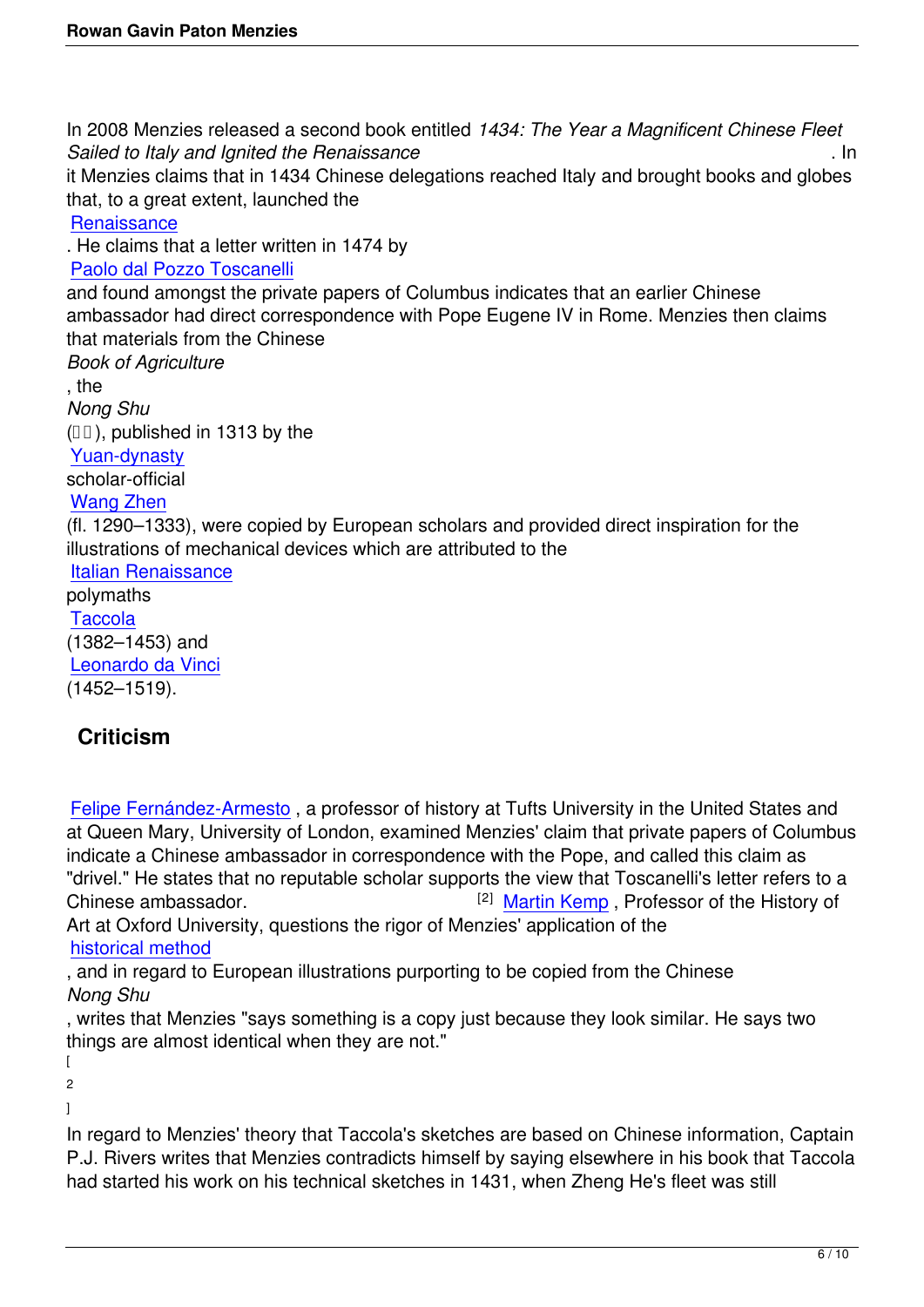In 2008 Menzies released a second book entitled *1434: The Year a Magnificent Chinese Fleet Sailed to Italy and Ignited the Renaissance*. In it Menzies claims that in 1434 Chinese delegations reached Italy and brought books and globes that, to a great extent, launched the Renaissance. He claims that a letter written in 1474 by Paolo dal Pozzo Toscanelli and found amongst the private papers of Columbus indicates that an earlier Chinese ambassador had direct correspondence with Pope Eugene IV in Rome. Menzies then claims that materials from the Chinese *Book of Agriculture*, the *Nong Shu* (農書), published in 1313 by the Yuan-dynasty scholar-official Wang Zhen (fl. 1290–1333), were copied by European scholars and provided direct inspiration for the illustrations of mechanical devices which are attributed to the Italian Renaissance polymaths Taccola (1382–1453) and Leonardo da Vinci (1452–1519).

## Criticism

Felipe Fernández-Armesto, a professor of history at Tufts University in the United States and at Queen Mary, University of London, examined Menzies' claim that private papers of Columbus indicate a Chinese ambassador in correspondence with the Pope, and called this claim as "drivel." He states that no reputable scholar supports the view that Toscanelli's letter refers to a Chinese ambassador.[2] Martin Kemp, Professor of the History of Art at Oxford University, questions the rigor of Menzies' application of the historical method, and in regard to European illustrations purporting to be copied from the Chinese *Nong Shu*, writes that Menzies "says something is a copy just because they look similar. He says two things are almost identical when they are not." [2]

In regard to Menzies' theory that Taccola's sketches are based on Chinese information, Captain P.J. Rivers writes that Menzies contradicts himself by saying elsewhere in his book that Taccola had started his work on his technical sketches in 1431, when Zheng He's fleet was still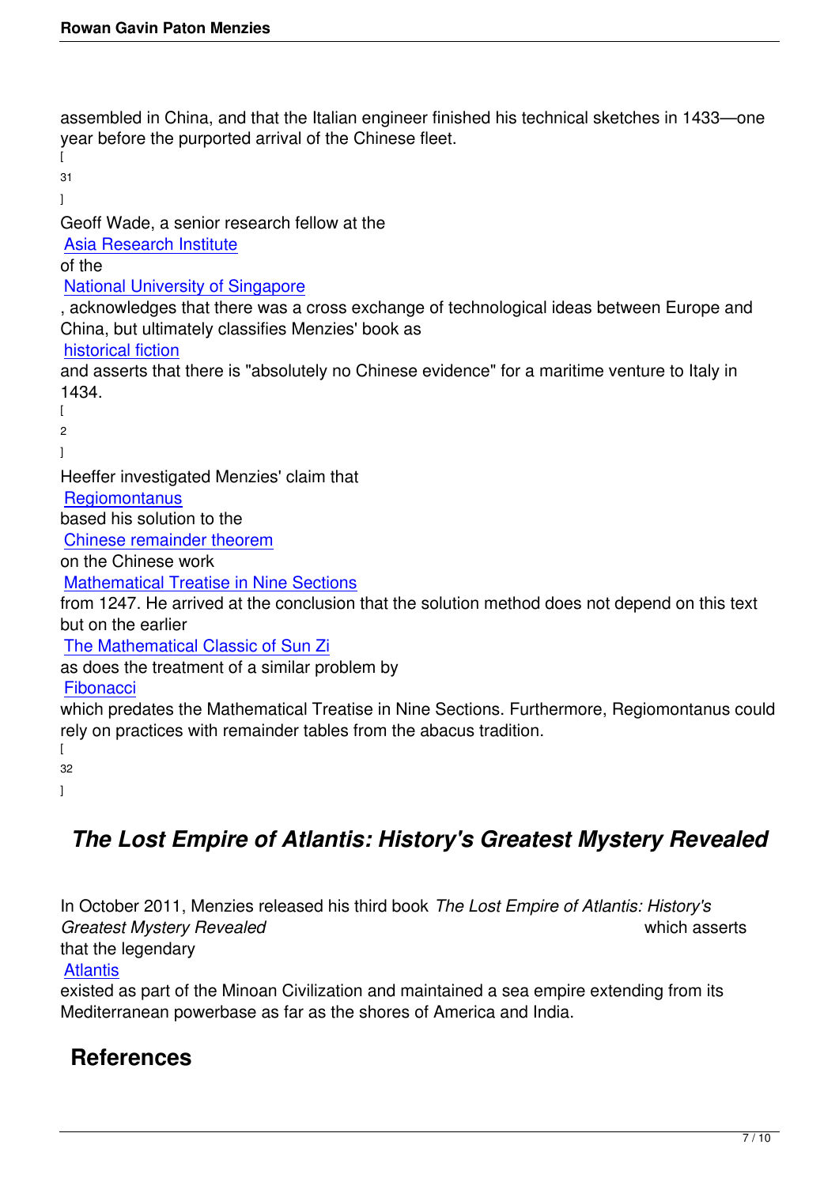assembled in China, and that the Italian engineer finished his technical sketches in 1433—one year before the purported arrival of the Chinese fleet. [31]

Geoff Wade, a senior research fellow at the Asia Research Institute of the National University of Singapore, acknowledges that there was a cross exchange of technological ideas between Europe and China, but ultimately classifies Menzies' book as historical fiction and asserts that there is "absolutely no Chinese evidence" for a maritime venture to Italy in 1434. [2]

Heeffer investigated Menzies' claim that Regiomontanus based his solution to the Chinese remainder theorem on the Chinese work Mathematical Treatise in Nine Sections from 1247. He arrived at the conclusion that the solution method does not depend on this text but on the earlier The Mathematical Classic of Sun Zi as does the treatment of a similar problem by Fibonacci which predates the Mathematical Treatise in Nine Sections. Furthermore, Regiomontanus could rely on practices with remainder tables from the abacus tradition. [32]

## *The Lost Empire of Atlantis: History's Greatest Mystery Revealed*

In October 2011, Menzies released his third book *The Lost Empire of Atlantis: History's Greatest Mystery Revealed* which asserts that the legendary Atlantis existed as part of the Minoan Civilization and maintained a sea empire extending from its Mediterranean powerbase as far as the shores of America and India.

## References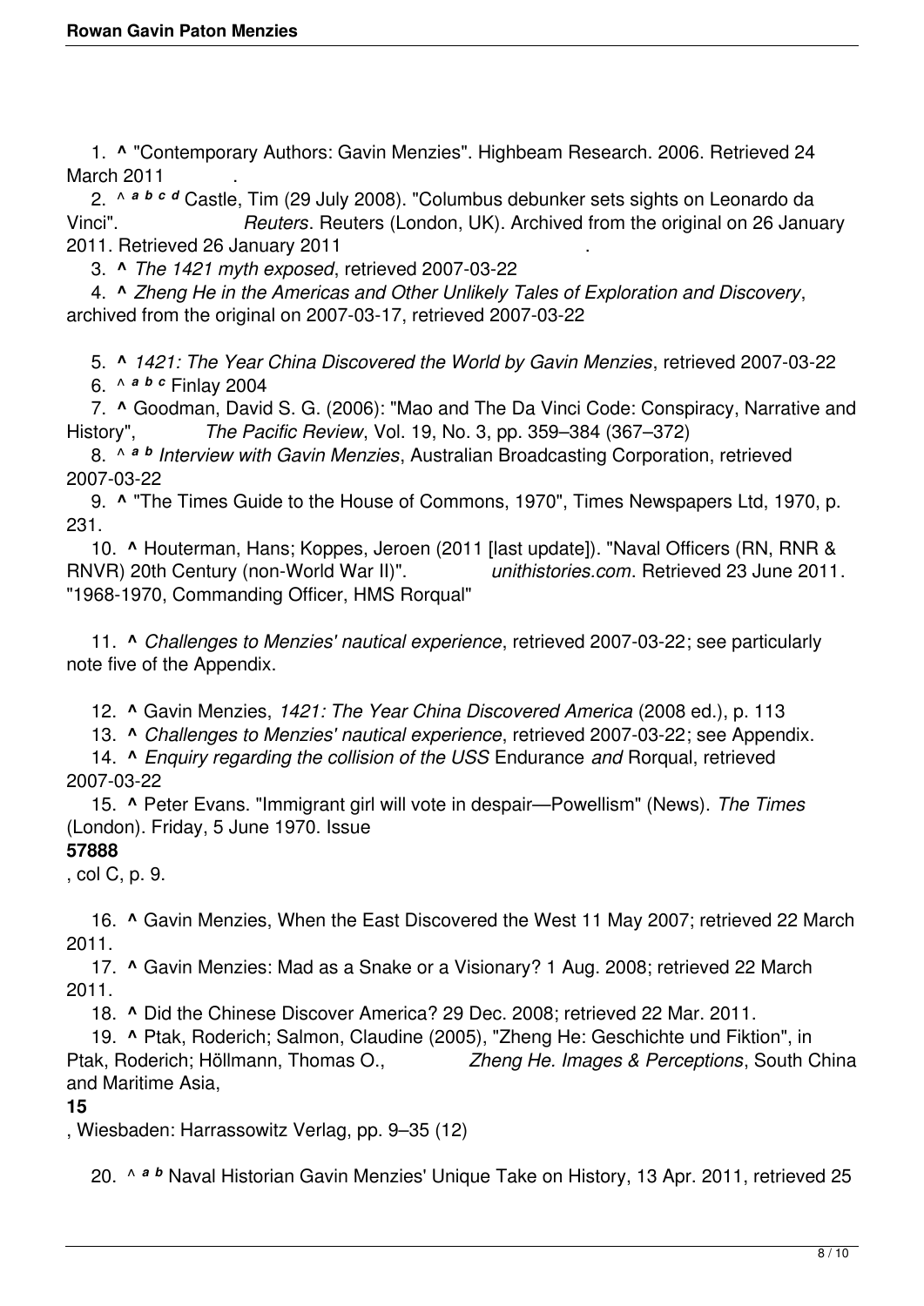1. **^** "Contemporary Authors: Gavin Menzies". Highbeam Research. 2006. Retrieved 24 March 2011 .
2. ^ ***a b c d*** Castle, Tim (29 July 2008). "Columbus debunker sets sights on Leonardo da Vinci". *Reuters*. Reuters (London, UK). Archived from the original on 26 January 2011. Retrieved 26 January 2011 .
3. **^** *The 1421 myth exposed*, retrieved 2007-03-22
4. **^** *Zheng He in the Americas and Other Unlikely Tales of Exploration and Discovery*, archived from the original on 2007-03-17, retrieved 2007-03-22
5. **^** *1421: The Year China Discovered the World by Gavin Menzies*, retrieved 2007-03-22
6. ^ ***a b c*** Finlay 2004
7. **^** Goodman, David S. G. (2006): "Mao and The Da Vinci Code: Conspiracy, Narrative and History", *The Pacific Review*, Vol. 19, No. 3, pp. 359–384 (367–372)
8. ^ ***a b*** *Interview with Gavin Menzies*, Australian Broadcasting Corporation, retrieved 2007-03-22
9. **^** "The Times Guide to the House of Commons, 1970", Times Newspapers Ltd, 1970, p. 231.
10. **^** Houterman, Hans; Koppes, Jeroen (2011 [last update]). "Naval Officers (RN, RNR & RNVR) 20th Century (non-World War II)". *unithistories.com*. Retrieved 23 June 2011. "1968-1970, Commanding Officer, HMS Rorqual"
11. **^** *Challenges to Menzies' nautical experience*, retrieved 2007-03-22; see particularly note five of the Appendix.
12. **^** Gavin Menzies, *1421: The Year China Discovered America* (2008 ed.), p. 113
13. **^** *Challenges to Menzies' nautical experience*, retrieved 2007-03-22; see Appendix.
14. **^** *Enquiry regarding the collision of the USS* Endurance *and* Rorqual, retrieved 2007-03-22
15. **^** Peter Evans. "Immigrant girl will vote in despair—Powellism" (News). *The Times* (London). Friday, 5 June 1970. Issue **57888**, col C, p. 9.
16. **^** Gavin Menzies, When the East Discovered the West 11 May 2007; retrieved 22 March 2011.
17. **^** Gavin Menzies: Mad as a Snake or a Visionary? 1 Aug. 2008; retrieved 22 March 2011.
18. **^** Did the Chinese Discover America? 29 Dec. 2008; retrieved 22 Mar. 2011.
19. **^** Ptak, Roderich; Salmon, Claudine (2005), "Zheng He: Geschichte und Fiktion", in Ptak, Roderich; Höllmann, Thomas O., *Zheng He. Images & Perceptions*, South China and Maritime Asia, **15**, Wiesbaden: Harrassowitz Verlag, pp. 9–35 (12)
20. ^ ***a b*** Naval Historian Gavin Menzies' Unique Take on History, 13 Apr. 2011, retrieved 25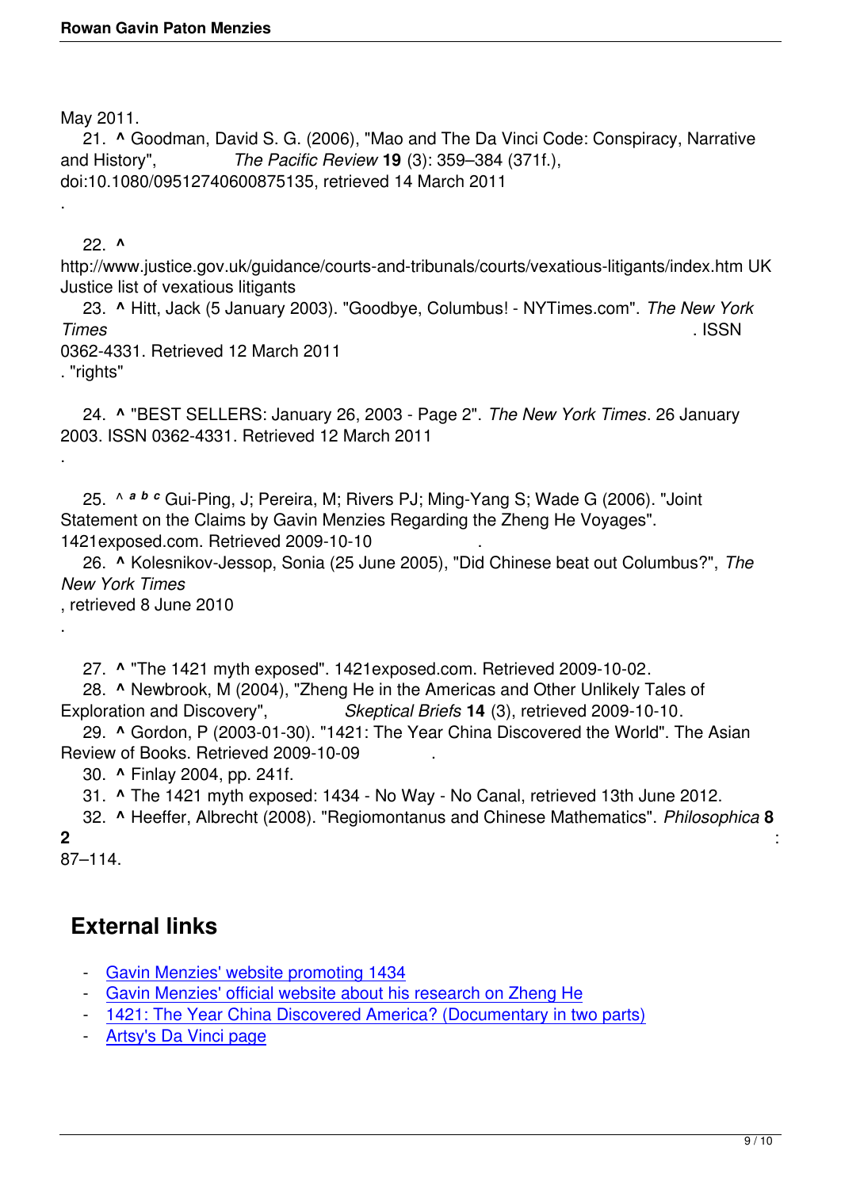May 2011.

21. ^ Goodman, David S. G. (2006), "Mao and The Da Vinci Code: Conspiracy, Narrative and History", *The Pacific Review* **19** (3): 359–384 (371f.), doi:10.1080/09512740600875135, retrieved 14 March 2011
.

22. ^ http://www.justice.gov.uk/guidance/courts-and-tribunals/courts/vexatious-litigants/index.htm UK Justice list of vexatious litigants

23. ^ Hitt, Jack (5 January 2003). "Goodbye, Columbus! - NYTimes.com". *The New York Times*. ISSN 0362-4331. Retrieved 12 March 2011
. "rights"

24. ^ "BEST SELLERS: January 26, 2003 - Page 2". *The New York Times*. 26 January 2003. ISSN 0362-4331. Retrieved 12 March 2011
.

25. ^ *a b c* Gui-Ping, J; Pereira, M; Rivers PJ; Ming-Yang S; Wade G (2006). "Joint Statement on the Claims by Gavin Menzies Regarding the Zheng He Voyages". 1421exposed.com. Retrieved 2009-10-10 .

26. ^ Kolesnikov-Jessop, Sonia (25 June 2005), "Did Chinese beat out Columbus?", *The New York Times*
, retrieved 8 June 2010
.

27. ^ "The 1421 myth exposed". 1421exposed.com. Retrieved 2009-10-02.

28. ^ Newbrook, M (2004), "Zheng He in the Americas and Other Unlikely Tales of Exploration and Discovery", *Skeptical Briefs* **14** (3), retrieved 2009-10-10.

29. ^ Gordon, P (2003-01-30). "1421: The Year China Discovered the World". The Asian Review of Books. Retrieved 2009-10-09 .

30. ^ Finlay 2004, pp. 241f.

31. ^ The 1421 myth exposed: 1434 - No Way - No Canal, retrieved 13th June 2012.

32. ^ Heeffer, Albrecht (2008). "Regiomontanus and Chinese Mathematics". *Philosophica* **8 2** : 87–114.

## External links

- Gavin Menzies' website promoting 1434
- Gavin Menzies' official website about his research on Zheng He
- 1421: The Year China Discovered America? (Documentary in two parts)
- Artsy's Da Vinci page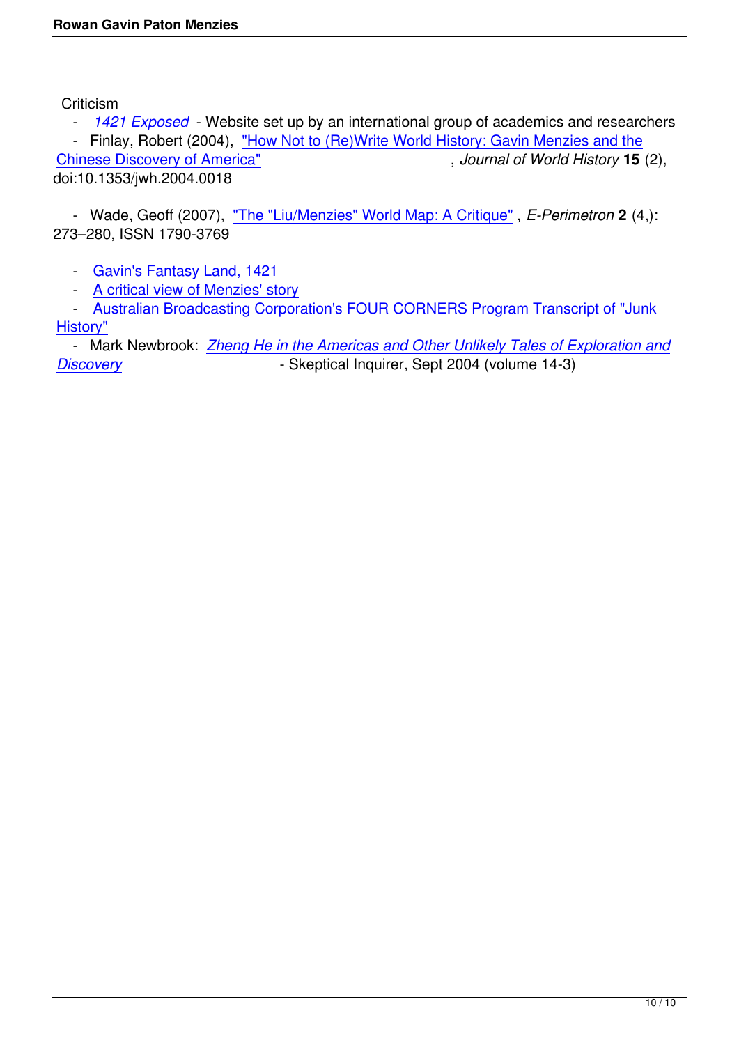Criticism

- *1421 Exposed* - Website set up by an international group of academics and researchers
- Finlay, Robert (2004), "How Not to (Re)Write World History: Gavin Menzies and the Chinese Discovery of America" , *Journal of World History* **15** (2), doi:10.1353/jwh.2004.0018
- Wade, Geoff (2007), "The "Liu/Menzies" World Map: A Critique" , *E-Perimetron* **2** (4,): 273–280, ISSN 1790-3769
- Gavin's Fantasy Land, 1421
- A critical view of Menzies' story
- Australian Broadcasting Corporation's FOUR CORNERS Program Transcript of "Junk History"
- Mark Newbrook: *Zheng He in the Americas and Other Unlikely Tales of Exploration and Discovery* - Skeptical Inquirer, Sept 2004 (volume 14-3)